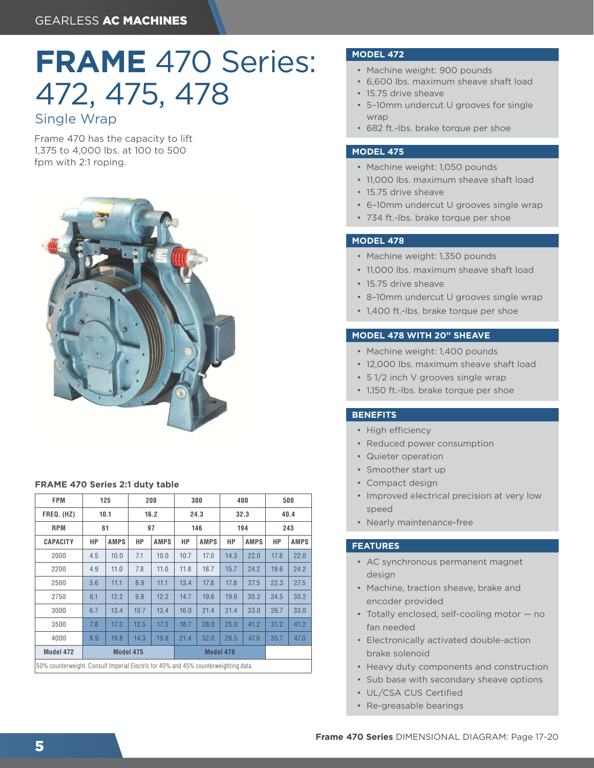GEARLESS **AC MACHINES**

# **FRAME** 470 Series: 472, 475, 478

## Single Wrap

Frame 470 has the capacity to lift 1,375 to 4,000 lbs. at 100 to 500 fpm with 2:1 roping.

**FRAME 470 Series 2:1 duty table**

| FPM | 125 | | 200 | | 300 | | 400 | | 500 | |
|---|---|---|---|---|---|---|---|---|---|---|
| FREQ. (HZ) | 10.1 | | 16.2 | | 24.3 | | 32.3 | | 40.4 | |
| RPM | 61 | | 97 | | 146 | | 194 | | 243 | |
| CAPACITY | HP | AMPS | HP | AMPS | HP | AMPS | HP | AMPS | HP | AMPS |
| 2000 | 4.5 | 10.0 | 7.1 | 10.0 | 10.7 | 17.0 | 14.3 | 22.0 | 17.8 | 22.0 |
| 2200 | 4.9 | 11.0 | 7.8 | 11.0 | 11.8 | 18.7 | 15.7 | 24.2 | 19.6 | 24.2 |
| 2500 | 5.6 | 11.1 | 8.9 | 11.1 | 13.4 | 17.8 | 17.8 | 27.5 | 22.3 | 27.5 |
| 2750 | 6.1 | 12.2 | 9.8 | 12.2 | 14.7 | 19.6 | 19.6 | 30.2 | 24.5 | 30.2 |
| 3000 | 6.7 | 13.4 | 10.7 | 13.4 | 16.0 | 21.4 | 21.4 | 33.0 | 26.7 | 33.0 |
| 3500 | 7.8 | 17.3 | 12.5 | 17.3 | 18.7 | 28.0 | 25.0 | 41.2 | 31.2 | 41.2 |
| 4000 | 8.9 | 19.8 | 14.3 | 19.8 | 21.4 | 32.0 | 28.5 | 47.0 | 35.7 | 47.0 |
| Model 472 | Model 475 | | | | Model 478 | | | | | |

50% counterweight. Consult Imperial Electric for 40% and 45% counterweighting data.

### MODEL 472

- Machine weight: 900 pounds
- 6,600 lbs. maximum sheave shaft load
- 15.75 drive sheave
- 5–10mm undercut U grooves for single wrap
- 682 ft.-lbs. brake torque per shoe

### MODEL 475

- Machine weight: 1,050 pounds
- 11,000 lbs. maximum sheave shaft load
- 15.75 drive sheave
- 6–10mm undercut U grooves single wrap
- 734 ft.-lbs. brake torque per shoe

### MODEL 478

- Machine weight: 1,350 pounds
- 11,000 lbs. maximum sheave shaft load
- 15.75 drive sheave
- 8–10mm undercut U grooves single wrap
- 1,400 ft.-lbs. brake torque per shoe

### MODEL 478 WITH 20" SHEAVE

- Machine weight: 1,400 pounds
- 12,000 lbs. maximum sheave shaft load
- 5 1/2 inch V grooves single wrap
- 1,150 ft.-lbs. brake torque per shoe

### BENEFITS

- High efficiency
- Reduced power consumption
- Quieter operation
- Smoother start up
- Compact design
- Improved electrical precision at very low speed
- Nearly maintenance-free

### FEATURES

- AC synchronous permanent magnet design
- Machine, traction sheave, brake and encoder provided
- Totally enclosed, self-cooling motor — no fan needed
- Electronically activated double-action brake solenoid
- Heavy duty components and construction
- Sub base with secondary sheave options
- UL/CSA CUS Certified
- Re-greasable bearings

**Frame 470 Series** DIMENSIONAL DIAGRAM: Page 17-20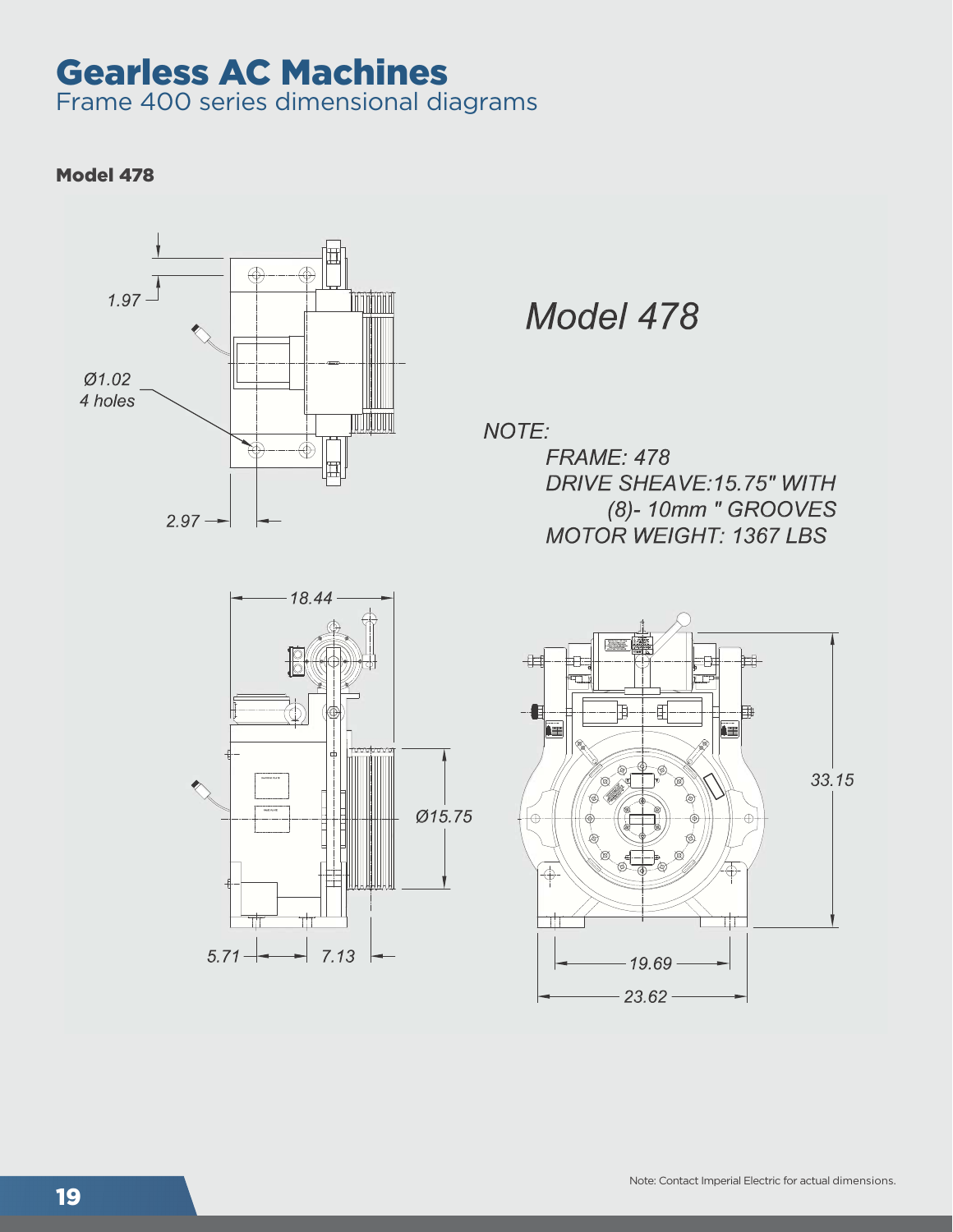# Gearless AC Machines

## Frame 400 series dimensional diagrams

**Model 478**

1.97

Ø1.02
4 holes

2.97

*Model 478*

NOTE:
FRAME: 478
DRIVE SHEAVE:15.75" WITH
(8)- 10mm " GROOVES
MOTOR WEIGHT: 1367 LBS

18.44

Ø15.75

5.71

7.13

33.15

19.69

23.62

Note: Contact Imperial Electric for actual dimensions.